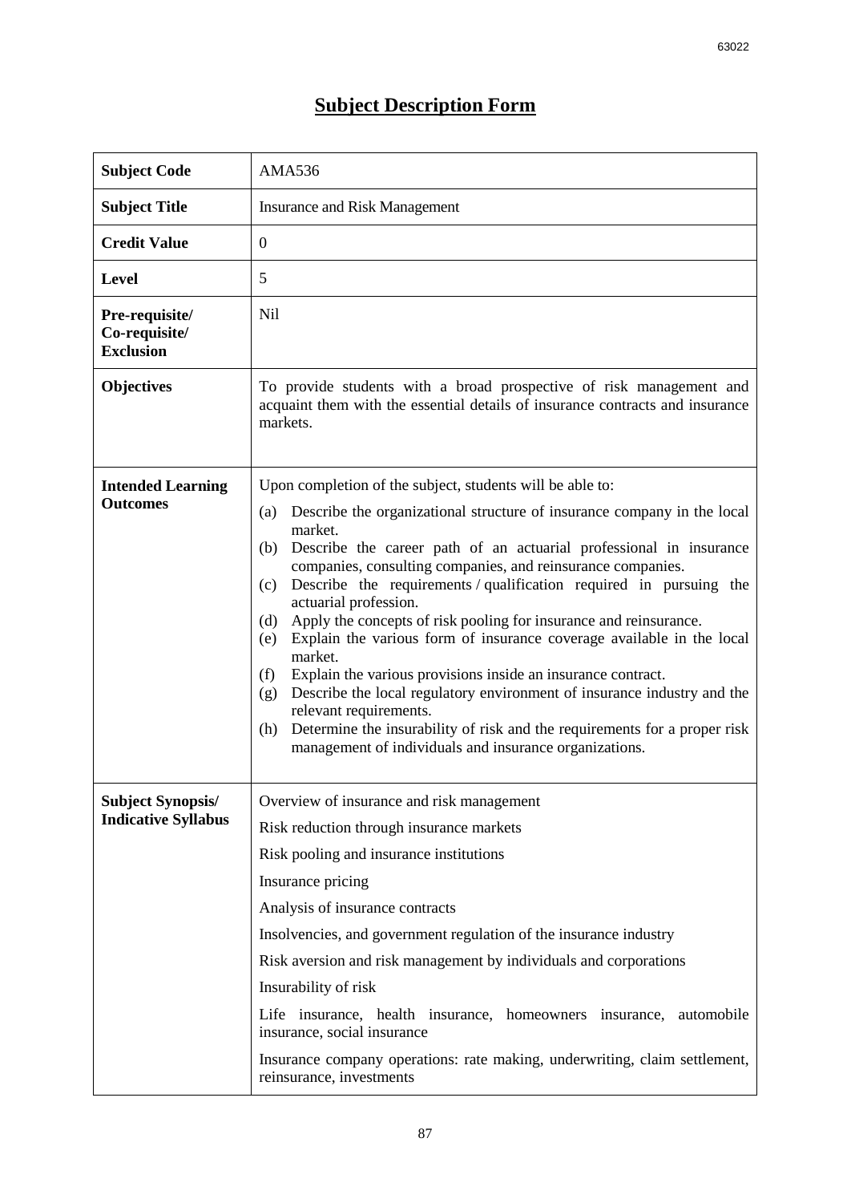# Subject Description Form

| Subject Code | AMA536 |
|---|---|
| Subject Title | Insurance and Risk Management |
| Credit Value | 0 |
| Level | 5 |
| Pre-requisite/ Co-requisite/ Exclusion | Nil |
| Objectives | To provide students with a broad prospective of risk management and acquaint them with the essential details of insurance contracts and insurance markets. |
| Intended Learning Outcomes | Upon completion of the subject, students will be able to:<br>(a) Describe the organizational structure of insurance company in the local market.<br>(b) Describe the career path of an actuarial professional in insurance companies, consulting companies, and reinsurance companies.<br>(c) Describe the requirements / qualification required in pursuing the actuarial profession.<br>(d) Apply the concepts of risk pooling for insurance and reinsurance.<br>(e) Explain the various form of insurance coverage available in the local market.<br>(f) Explain the various provisions inside an insurance contract.<br>(g) Describe the local regulatory environment of insurance industry and the relevant requirements.<br>(h) Determine the insurability of risk and the requirements for a proper risk management of individuals and insurance organizations. |
| Subject Synopsis/ Indicative Syllabus | Overview of insurance and risk management<br>Risk reduction through insurance markets<br>Risk pooling and insurance institutions<br>Insurance pricing<br>Analysis of insurance contracts<br>Insolvencies, and government regulation of the insurance industry<br>Risk aversion and risk management by individuals and corporations<br>Insurability of risk<br>Life insurance, health insurance, homeowners insurance, automobile insurance, social insurance<br>Insurance company operations: rate making, underwriting, claim settlement, reinsurance, investments |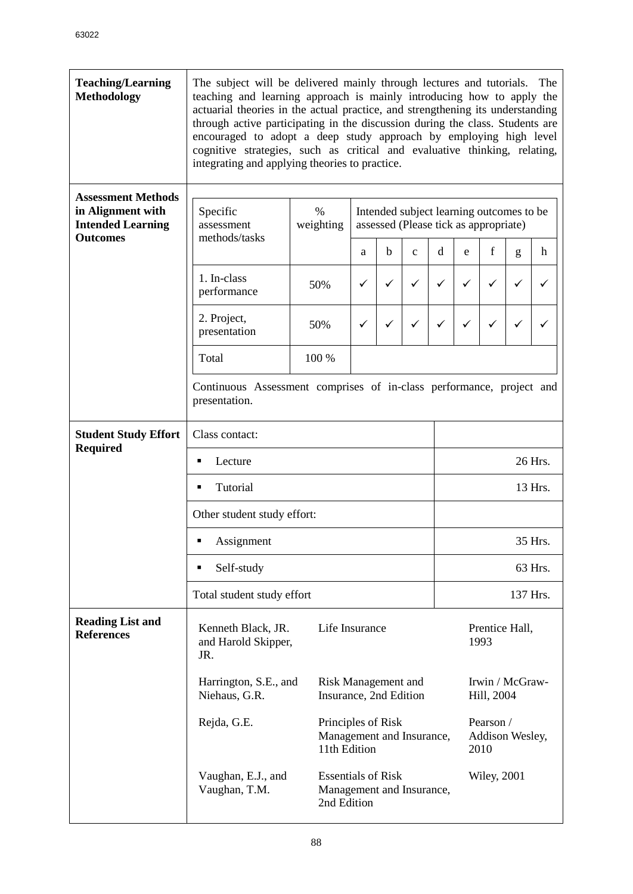| **Teaching/Learning Methodology** | The subject will be delivered mainly through lectures and tutorials. The teaching and learning approach is mainly introducing how to apply the actuarial theories in the actual practice, and strengthening its understanding through active participating in the discussion during the class. Students are encouraged to adopt a deep study approach by employing high level cognitive strategies, such as critical and evaluative thinking, relating, integrating and applying theories to practice. |
|---|---|

**Assessment Methods in Alignment with Intended Learning Outcomes**

| Specific assessment methods/tasks | % weighting | Intended subject learning outcomes to be assessed (Please tick as appropriate) | | | | | | | |
|---|---|---|---|---|---|---|---|---|---|
| | | a | b | c | d | e | f | g | h |
| 1. In-class performance | 50% | ✓ | ✓ | ✓ | ✓ | ✓ | ✓ | ✓ | ✓ |
| 2. Project, presentation | 50% | ✓ | ✓ | ✓ | ✓ | ✓ | ✓ | ✓ | ✓ |
| Total | 100 % | | | | | | | | |

Continuous Assessment comprises of in-class performance, project and presentation.

**Student Study Effort Required**

| Class contact: | |
|---|---|
| ▪ Lecture | 26 Hrs. |
| ▪ Tutorial | 13 Hrs. |
| Other student study effort: | |
| ▪ Assignment | 35 Hrs. |
| ▪ Self-study | 63 Hrs. |
| Total student study effort | 137 Hrs. |

**Reading List and References**

| Author | Title | Publisher |
|---|---|---|
| Kenneth Black, JR. and Harold Skipper, JR. | Life Insurance | Prentice Hall, 1993 |
| Harrington, S.E., and Niehaus, G.R. | Risk Management and Insurance, 2nd Edition | Irwin / McGraw-Hill, 2004 |
| Rejda, G.E. | Principles of Risk Management and Insurance, 11th Edition | Pearson / Addison Wesley, 2010 |
| Vaughan, E.J., and Vaughan, T.M. | Essentials of Risk Management and Insurance, 2nd Edition | Wiley, 2001 |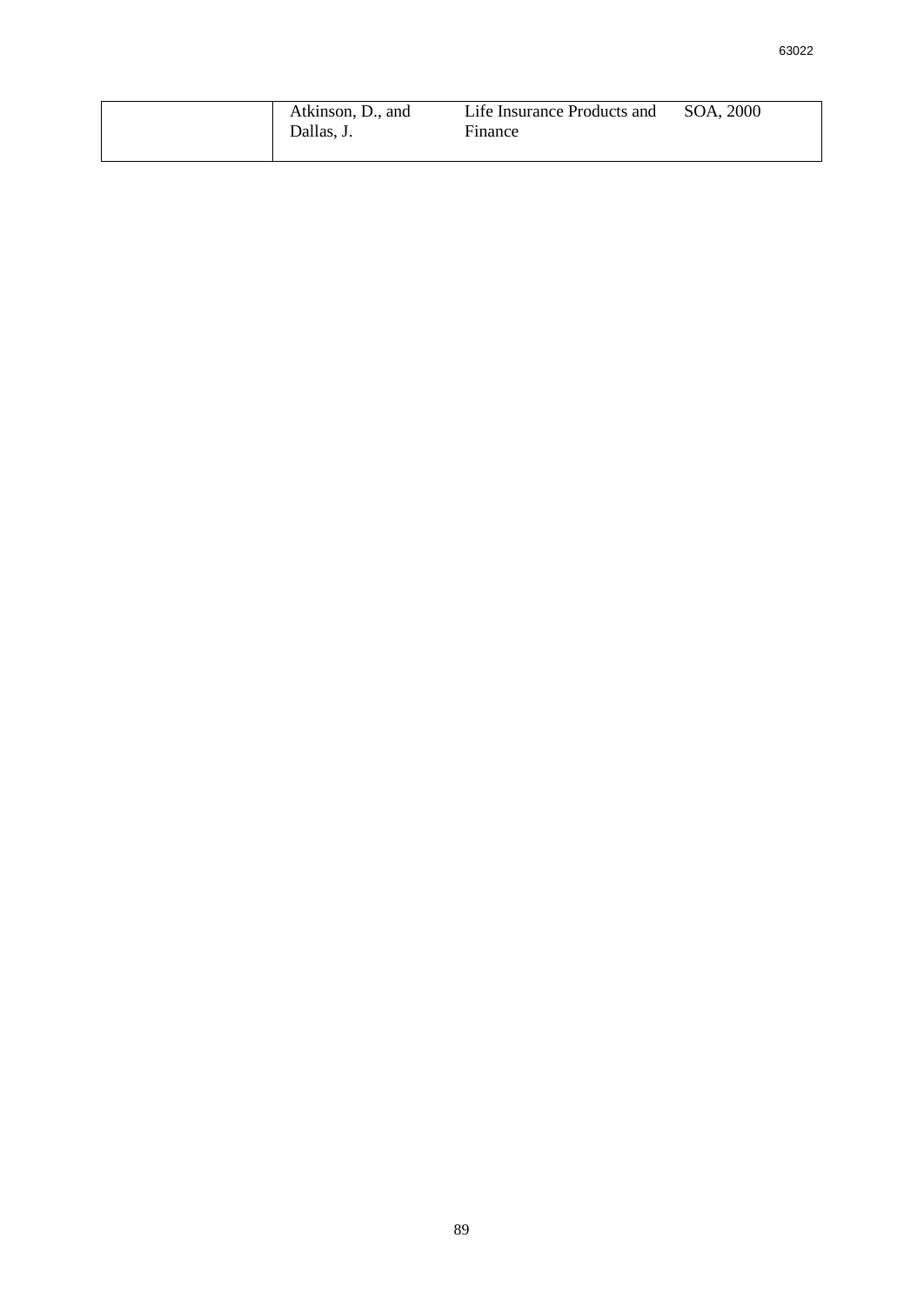| | | | |
|---|---|---|---|
| | Atkinson, D., and Dallas, J. | Life Insurance Products and Finance | SOA, 2000 |